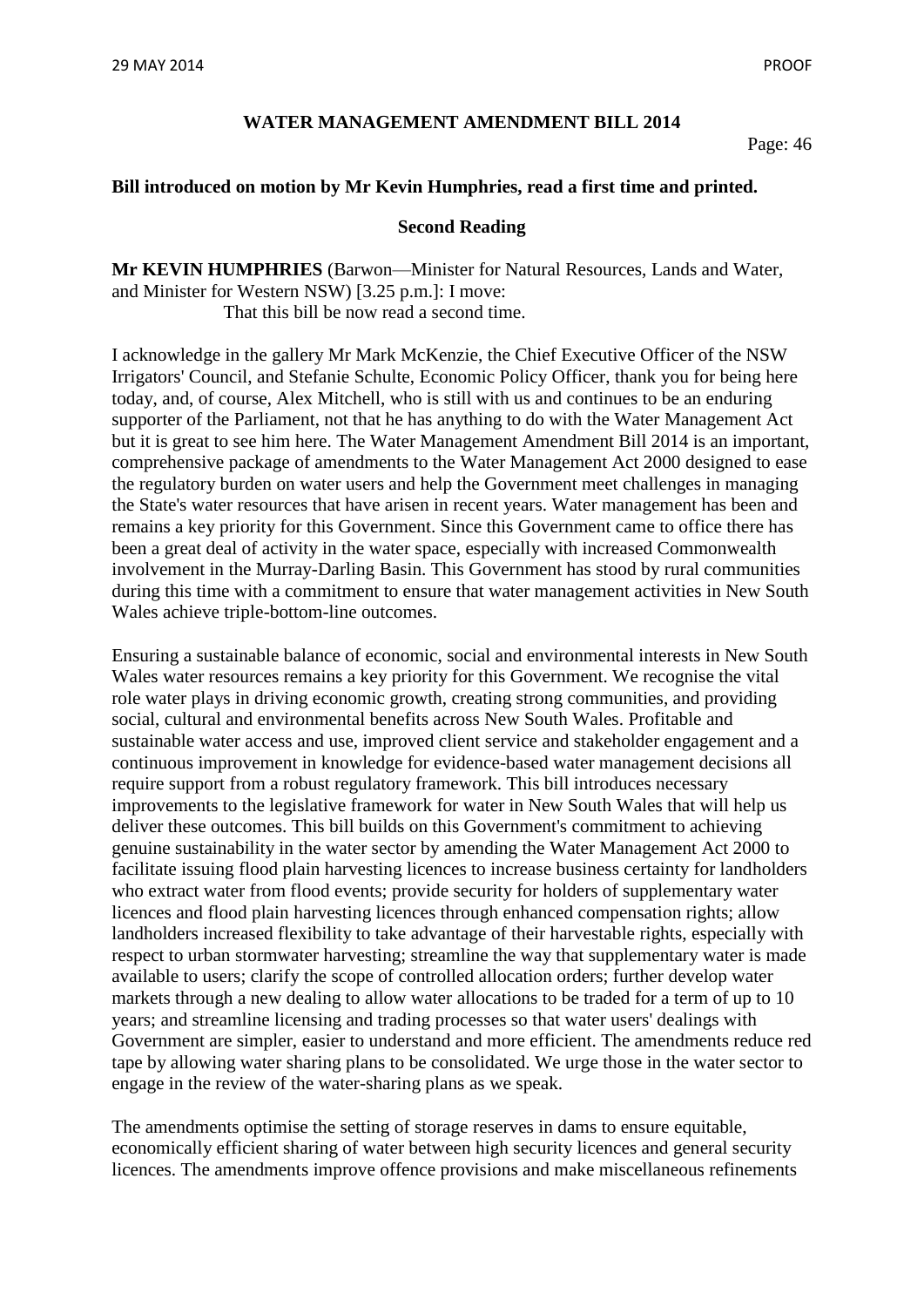**WATER MANAGEMENT AMENDMENT BILL 2014**

Page: 46

**Bill introduced on motion by Mr Kevin Humphries, read a first time and printed.**

**Second Reading**

**Mr KEVIN HUMPHRIES** (Barwon—Minister for Natural Resources, Lands and Water, and Minister for Western NSW) [3.25 p.m.]: I move:

That this bill be now read a second time.

I acknowledge in the gallery Mr Mark McKenzie, the Chief Executive Officer of the NSW Irrigators' Council, and Stefanie Schulte, Economic Policy Officer, thank you for being here today, and, of course, Alex Mitchell, who is still with us and continues to be an enduring supporter of the Parliament, not that he has anything to do with the Water Management Act but it is great to see him here. The Water Management Amendment Bill 2014 is an important, comprehensive package of amendments to the Water Management Act 2000 designed to ease the regulatory burden on water users and help the Government meet challenges in managing the State's water resources that have arisen in recent years. Water management has been and remains a key priority for this Government. Since this Government came to office there has been a great deal of activity in the water space, especially with increased Commonwealth involvement in the Murray-Darling Basin. This Government has stood by rural communities during this time with a commitment to ensure that water management activities in New South Wales achieve triple-bottom-line outcomes.

Ensuring a sustainable balance of economic, social and environmental interests in New South Wales water resources remains a key priority for this Government. We recognise the vital role water plays in driving economic growth, creating strong communities, and providing social, cultural and environmental benefits across New South Wales. Profitable and sustainable water access and use, improved client service and stakeholder engagement and a continuous improvement in knowledge for evidence-based water management decisions all require support from a robust regulatory framework. This bill introduces necessary improvements to the legislative framework for water in New South Wales that will help us deliver these outcomes. This bill builds on this Government's commitment to achieving genuine sustainability in the water sector by amending the Water Management Act 2000 to facilitate issuing flood plain harvesting licences to increase business certainty for landholders who extract water from flood events; provide security for holders of supplementary water licences and flood plain harvesting licences through enhanced compensation rights; allow landholders increased flexibility to take advantage of their harvestable rights, especially with respect to urban stormwater harvesting; streamline the way that supplementary water is made available to users; clarify the scope of controlled allocation orders; further develop water markets through a new dealing to allow water allocations to be traded for a term of up to 10 years; and streamline licensing and trading processes so that water users' dealings with Government are simpler, easier to understand and more efficient. The amendments reduce red tape by allowing water sharing plans to be consolidated. We urge those in the water sector to engage in the review of the water-sharing plans as we speak.

The amendments optimise the setting of storage reserves in dams to ensure equitable, economically efficient sharing of water between high security licences and general security licences. The amendments improve offence provisions and make miscellaneous refinements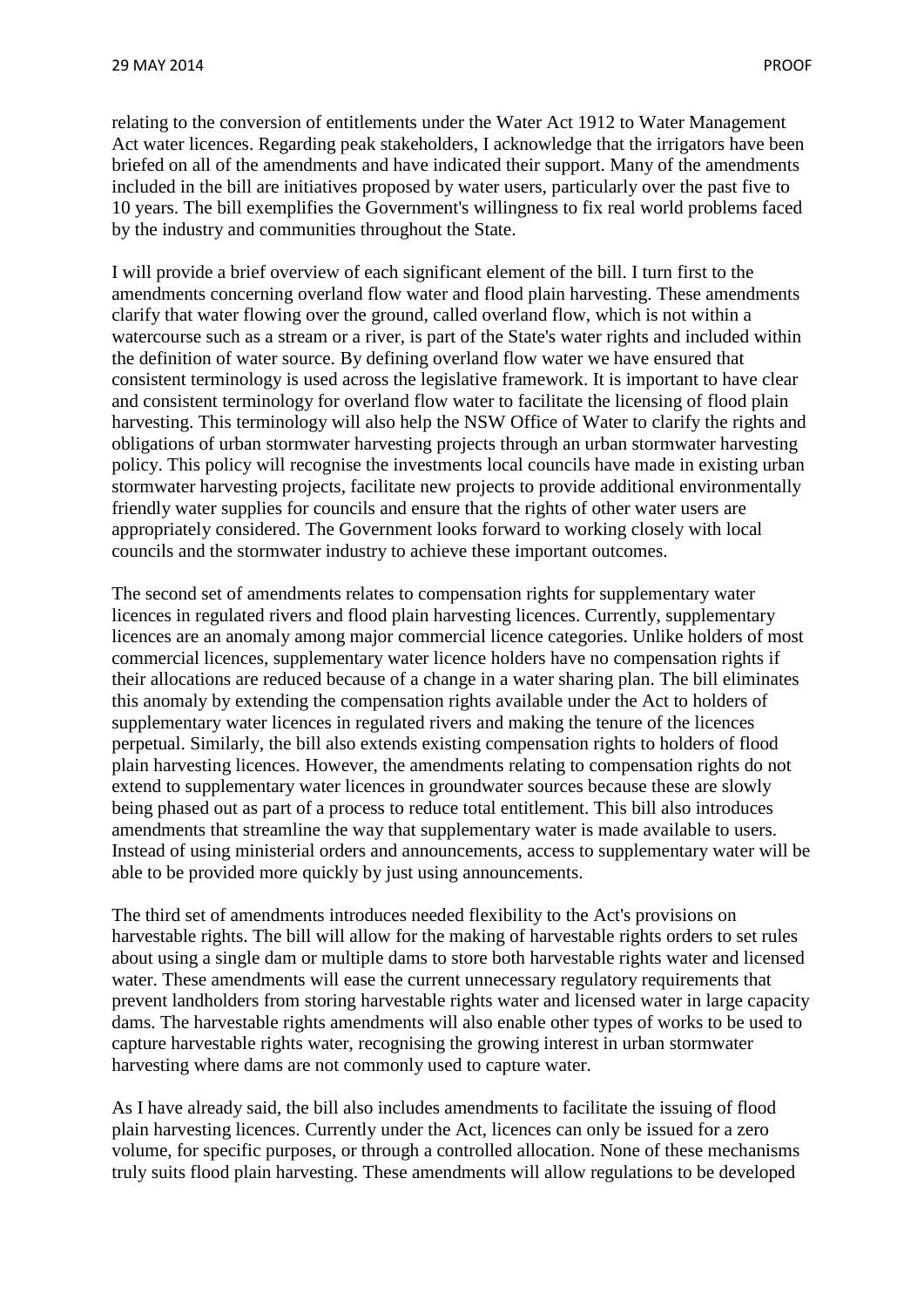relating to the conversion of entitlements under the Water Act 1912 to Water Management Act water licences. Regarding peak stakeholders, I acknowledge that the irrigators have been briefed on all of the amendments and have indicated their support. Many of the amendments included in the bill are initiatives proposed by water users, particularly over the past five to 10 years. The bill exemplifies the Government's willingness to fix real world problems faced by the industry and communities throughout the State.

I will provide a brief overview of each significant element of the bill. I turn first to the amendments concerning overland flow water and flood plain harvesting. These amendments clarify that water flowing over the ground, called overland flow, which is not within a watercourse such as a stream or a river, is part of the State's water rights and included within the definition of water source. By defining overland flow water we have ensured that consistent terminology is used across the legislative framework. It is important to have clear and consistent terminology for overland flow water to facilitate the licensing of flood plain harvesting. This terminology will also help the NSW Office of Water to clarify the rights and obligations of urban stormwater harvesting projects through an urban stormwater harvesting policy. This policy will recognise the investments local councils have made in existing urban stormwater harvesting projects, facilitate new projects to provide additional environmentally friendly water supplies for councils and ensure that the rights of other water users are appropriately considered. The Government looks forward to working closely with local councils and the stormwater industry to achieve these important outcomes.

The second set of amendments relates to compensation rights for supplementary water licences in regulated rivers and flood plain harvesting licences. Currently, supplementary licences are an anomaly among major commercial licence categories. Unlike holders of most commercial licences, supplementary water licence holders have no compensation rights if their allocations are reduced because of a change in a water sharing plan. The bill eliminates this anomaly by extending the compensation rights available under the Act to holders of supplementary water licences in regulated rivers and making the tenure of the licences perpetual. Similarly, the bill also extends existing compensation rights to holders of flood plain harvesting licences. However, the amendments relating to compensation rights do not extend to supplementary water licences in groundwater sources because these are slowly being phased out as part of a process to reduce total entitlement. This bill also introduces amendments that streamline the way that supplementary water is made available to users. Instead of using ministerial orders and announcements, access to supplementary water will be able to be provided more quickly by just using announcements.

The third set of amendments introduces needed flexibility to the Act's provisions on harvestable rights. The bill will allow for the making of harvestable rights orders to set rules about using a single dam or multiple dams to store both harvestable rights water and licensed water. These amendments will ease the current unnecessary regulatory requirements that prevent landholders from storing harvestable rights water and licensed water in large capacity dams. The harvestable rights amendments will also enable other types of works to be used to capture harvestable rights water, recognising the growing interest in urban stormwater harvesting where dams are not commonly used to capture water.

As I have already said, the bill also includes amendments to facilitate the issuing of flood plain harvesting licences. Currently under the Act, licences can only be issued for a zero volume, for specific purposes, or through a controlled allocation. None of these mechanisms truly suits flood plain harvesting. These amendments will allow regulations to be developed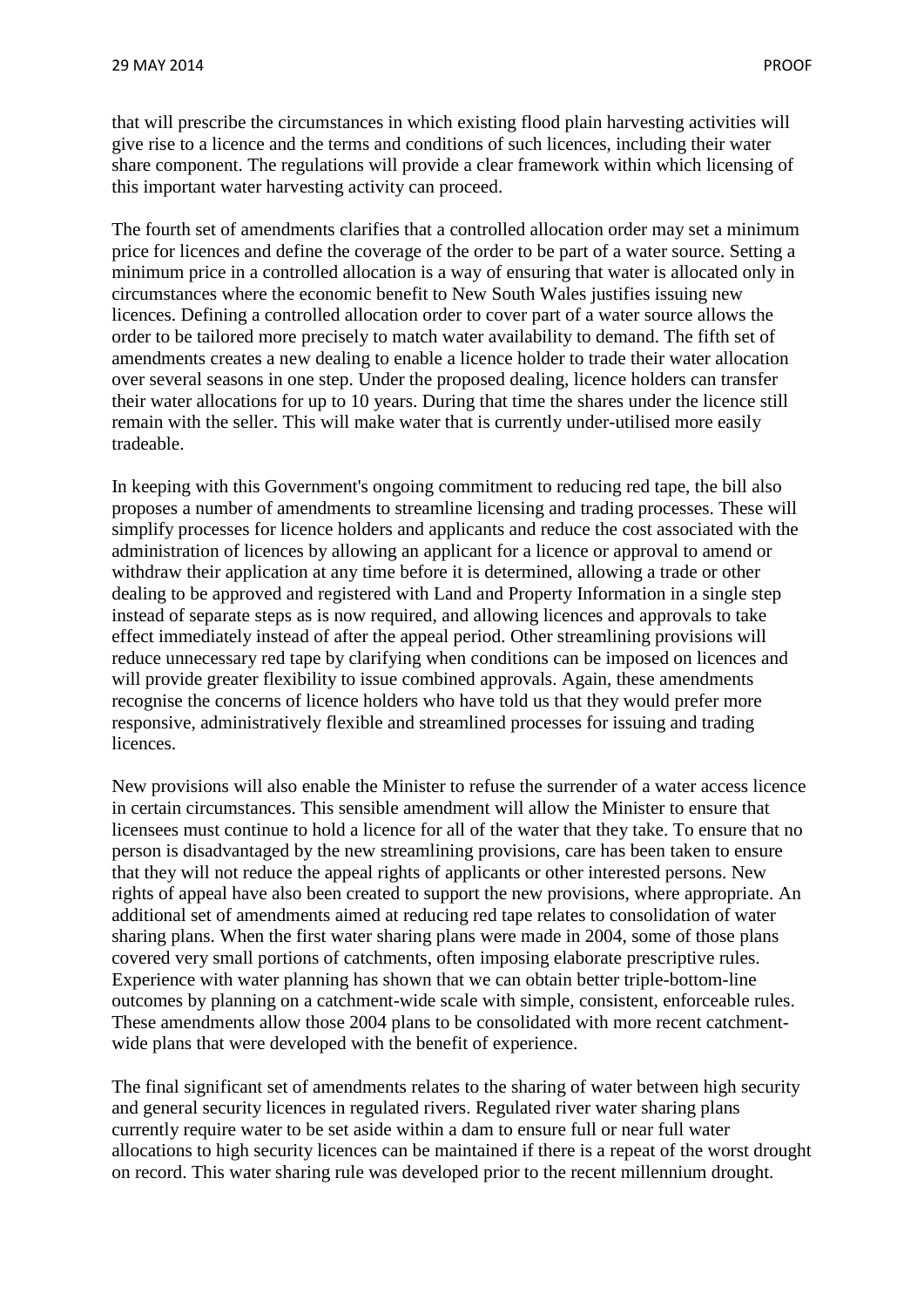that will prescribe the circumstances in which existing flood plain harvesting activities will give rise to a licence and the terms and conditions of such licences, including their water share component. The regulations will provide a clear framework within which licensing of this important water harvesting activity can proceed.

The fourth set of amendments clarifies that a controlled allocation order may set a minimum price for licences and define the coverage of the order to be part of a water source. Setting a minimum price in a controlled allocation is a way of ensuring that water is allocated only in circumstances where the economic benefit to New South Wales justifies issuing new licences. Defining a controlled allocation order to cover part of a water source allows the order to be tailored more precisely to match water availability to demand. The fifth set of amendments creates a new dealing to enable a licence holder to trade their water allocation over several seasons in one step. Under the proposed dealing, licence holders can transfer their water allocations for up to 10 years. During that time the shares under the licence still remain with the seller. This will make water that is currently under-utilised more easily tradeable.

In keeping with this Government's ongoing commitment to reducing red tape, the bill also proposes a number of amendments to streamline licensing and trading processes. These will simplify processes for licence holders and applicants and reduce the cost associated with the administration of licences by allowing an applicant for a licence or approval to amend or withdraw their application at any time before it is determined, allowing a trade or other dealing to be approved and registered with Land and Property Information in a single step instead of separate steps as is now required, and allowing licences and approvals to take effect immediately instead of after the appeal period. Other streamlining provisions will reduce unnecessary red tape by clarifying when conditions can be imposed on licences and will provide greater flexibility to issue combined approvals. Again, these amendments recognise the concerns of licence holders who have told us that they would prefer more responsive, administratively flexible and streamlined processes for issuing and trading licences.

New provisions will also enable the Minister to refuse the surrender of a water access licence in certain circumstances. This sensible amendment will allow the Minister to ensure that licensees must continue to hold a licence for all of the water that they take. To ensure that no person is disadvantaged by the new streamlining provisions, care has been taken to ensure that they will not reduce the appeal rights of applicants or other interested persons. New rights of appeal have also been created to support the new provisions, where appropriate. An additional set of amendments aimed at reducing red tape relates to consolidation of water sharing plans. When the first water sharing plans were made in 2004, some of those plans covered very small portions of catchments, often imposing elaborate prescriptive rules. Experience with water planning has shown that we can obtain better triple-bottom-line outcomes by planning on a catchment-wide scale with simple, consistent, enforceable rules. These amendments allow those 2004 plans to be consolidated with more recent catchment-wide plans that were developed with the benefit of experience.

The final significant set of amendments relates to the sharing of water between high security and general security licences in regulated rivers. Regulated river water sharing plans currently require water to be set aside within a dam to ensure full or near full water allocations to high security licences can be maintained if there is a repeat of the worst drought on record. This water sharing rule was developed prior to the recent millennium drought.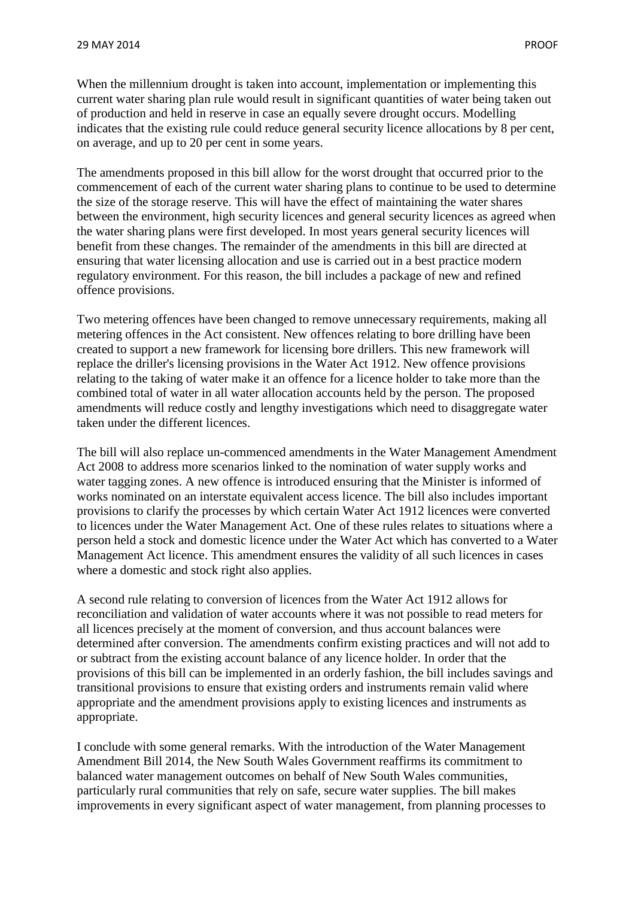When the millennium drought is taken into account, implementation or implementing this current water sharing plan rule would result in significant quantities of water being taken out of production and held in reserve in case an equally severe drought occurs. Modelling indicates that the existing rule could reduce general security licence allocations by 8 per cent, on average, and up to 20 per cent in some years.

The amendments proposed in this bill allow for the worst drought that occurred prior to the commencement of each of the current water sharing plans to continue to be used to determine the size of the storage reserve. This will have the effect of maintaining the water shares between the environment, high security licences and general security licences as agreed when the water sharing plans were first developed. In most years general security licences will benefit from these changes. The remainder of the amendments in this bill are directed at ensuring that water licensing allocation and use is carried out in a best practice modern regulatory environment. For this reason, the bill includes a package of new and refined offence provisions.

Two metering offences have been changed to remove unnecessary requirements, making all metering offences in the Act consistent. New offences relating to bore drilling have been created to support a new framework for licensing bore drillers. This new framework will replace the driller's licensing provisions in the Water Act 1912. New offence provisions relating to the taking of water make it an offence for a licence holder to take more than the combined total of water in all water allocation accounts held by the person. The proposed amendments will reduce costly and lengthy investigations which need to disaggregate water taken under the different licences.

The bill will also replace un-commenced amendments in the Water Management Amendment Act 2008 to address more scenarios linked to the nomination of water supply works and water tagging zones. A new offence is introduced ensuring that the Minister is informed of works nominated on an interstate equivalent access licence. The bill also includes important provisions to clarify the processes by which certain Water Act 1912 licences were converted to licences under the Water Management Act. One of these rules relates to situations where a person held a stock and domestic licence under the Water Act which has converted to a Water Management Act licence. This amendment ensures the validity of all such licences in cases where a domestic and stock right also applies.

A second rule relating to conversion of licences from the Water Act 1912 allows for reconciliation and validation of water accounts where it was not possible to read meters for all licences precisely at the moment of conversion, and thus account balances were determined after conversion. The amendments confirm existing practices and will not add to or subtract from the existing account balance of any licence holder. In order that the provisions of this bill can be implemented in an orderly fashion, the bill includes savings and transitional provisions to ensure that existing orders and instruments remain valid where appropriate and the amendment provisions apply to existing licences and instruments as appropriate.

I conclude with some general remarks. With the introduction of the Water Management Amendment Bill 2014, the New South Wales Government reaffirms its commitment to balanced water management outcomes on behalf of New South Wales communities, particularly rural communities that rely on safe, secure water supplies. The bill makes improvements in every significant aspect of water management, from planning processes to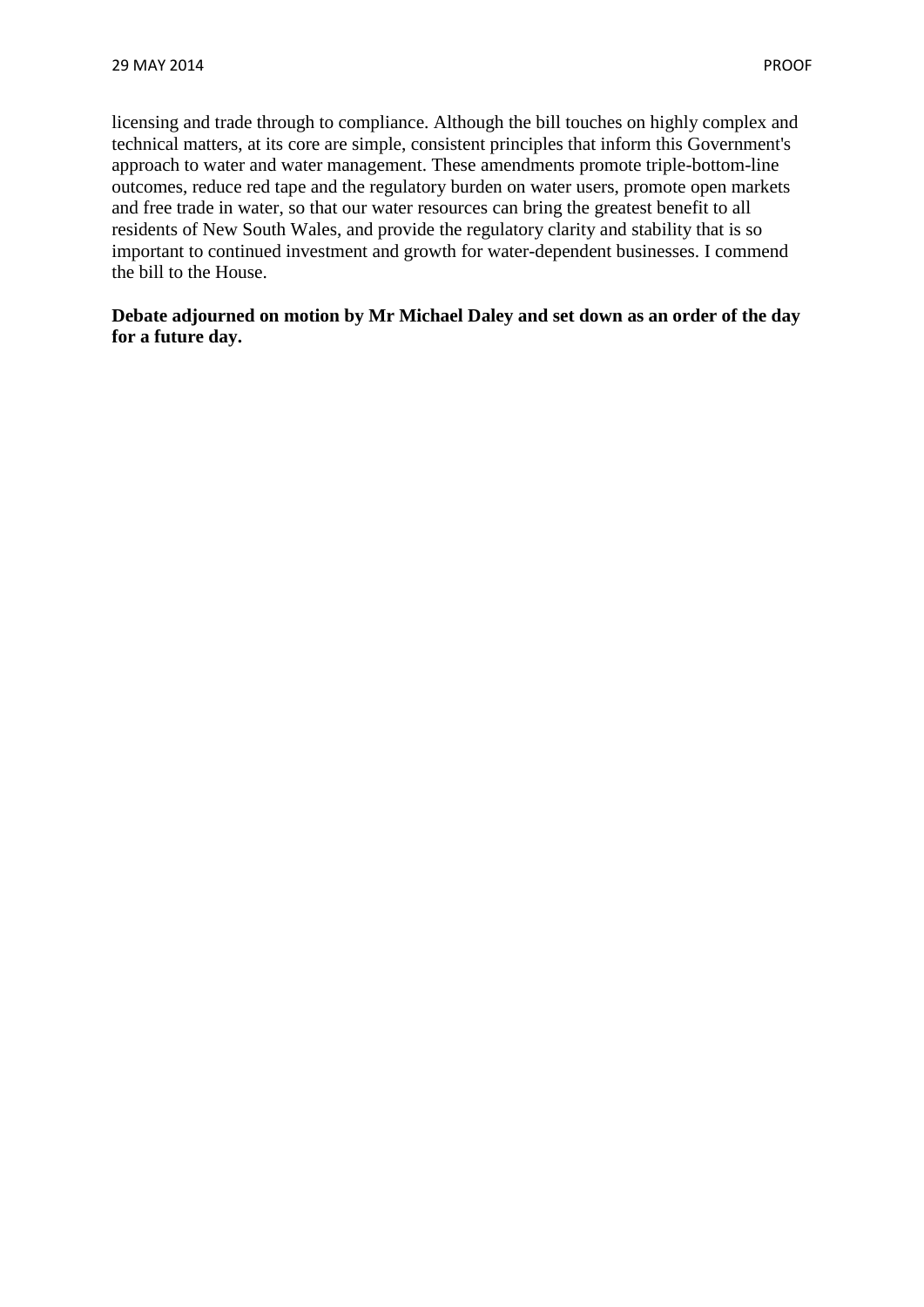licensing and trade through to compliance. Although the bill touches on highly complex and technical matters, at its core are simple, consistent principles that inform this Government's approach to water and water management. These amendments promote triple-bottom-line outcomes, reduce red tape and the regulatory burden on water users, promote open markets and free trade in water, so that our water resources can bring the greatest benefit to all residents of New South Wales, and provide the regulatory clarity and stability that is so important to continued investment and growth for water-dependent businesses. I commend the bill to the House.

**Debate adjourned on motion by Mr Michael Daley and set down as an order of the day for a future day.**